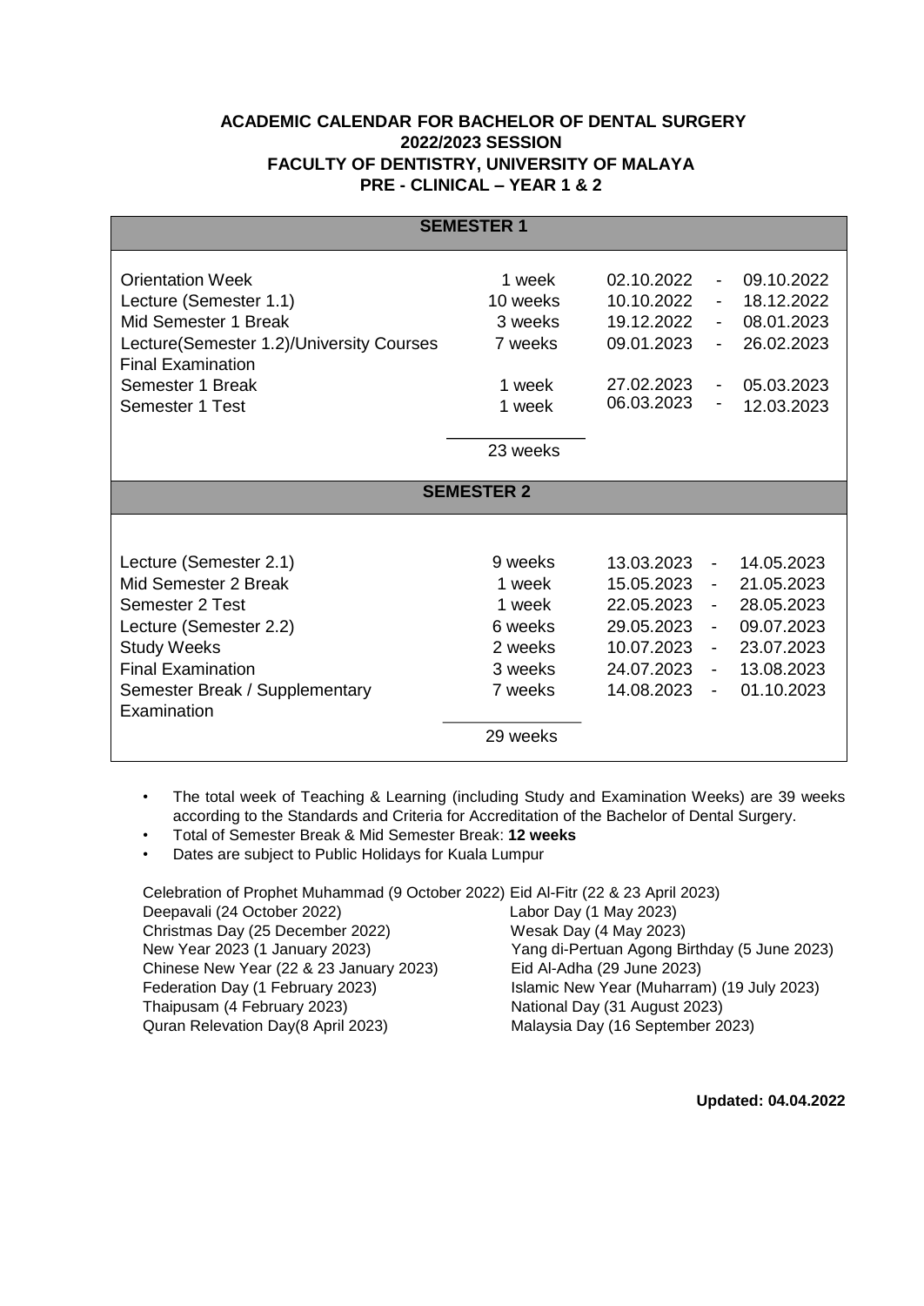# ACADEMIC CALENDAR FOR BACHELOR OF DENTAL SURGERY
# 2022/2023 SESSION
# FACULTY OF DENTISTRY, UNIVERSITY OF MALAYA
# PRE - CLINICAL – YEAR 1 & 2

| SEMESTER 1 | | | | |
|---|---|---|---|---|
| Orientation Week | 1 week | 02.10.2022 | - | 09.10.2022 |
| Lecture (Semester 1.1) | 10 weeks | 10.10.2022 | - | 18.12.2022 |
| Mid Semester 1 Break | 3 weeks | 19.12.2022 | - | 08.01.2023 |
| Lecture(Semester 1.2)/University Courses Final Examination | 7 weeks | 09.01.2023 | - | 26.02.2023 |
| Semester 1 Break | 1 week | 27.02.2023 | - | 05.03.2023 |
| Semester 1 Test | 1 week | 06.03.2023 | - | 12.03.2023 |
| | 23 weeks | | | |
| **SEMESTER 2** | | | | |
| Lecture (Semester 2.1) | 9 weeks | 13.03.2023 | - | 14.05.2023 |
| Mid Semester 2 Break | 1 week | 15.05.2023 | - | 21.05.2023 |
| Semester 2 Test | 1 week | 22.05.2023 | - | 28.05.2023 |
| Lecture (Semester 2.2) | 6 weeks | 29.05.2023 | - | 09.07.2023 |
| Study Weeks | 2 weeks | 10.07.2023 | - | 23.07.2023 |
| Final Examination | 3 weeks | 24.07.2023 | - | 13.08.2023 |
| Semester Break / Supplementary Examination | 7 weeks | 14.08.2023 | - | 01.10.2023 |
| | 29 weeks | | | |

- The total week of Teaching & Learning (including Study and Examination Weeks) are 39 weeks according to the Standards and Criteria for Accreditation of the Bachelor of Dental Surgery.
- Total of Semester Break & Mid Semester Break: **12 weeks**
- Dates are subject to Public Holidays for Kuala Lumpur

Celebration of Prophet Muhammad (9 October 2022)
Deepavali (24 October 2022)
Christmas Day (25 December 2022)
New Year 2023 (1 January 2023)
Chinese New Year (22 & 23 January 2023)
Federation Day (1 February 2023)
Thaipusam (4 February 2023)
Quran Relevation Day(8 April 2023)
Eid Al-Fitr (22 & 23 April 2023)
Labor Day (1 May 2023)
Wesak Day (4 May 2023)
Yang di-Pertuan Agong Birthday (5 June 2023)
Eid Al-Adha (29 June 2023)
Islamic New Year (Muharram) (19 July 2023)
National Day (31 August 2023)
Malaysia Day (16 September 2023)

**Updated: 04.04.2022**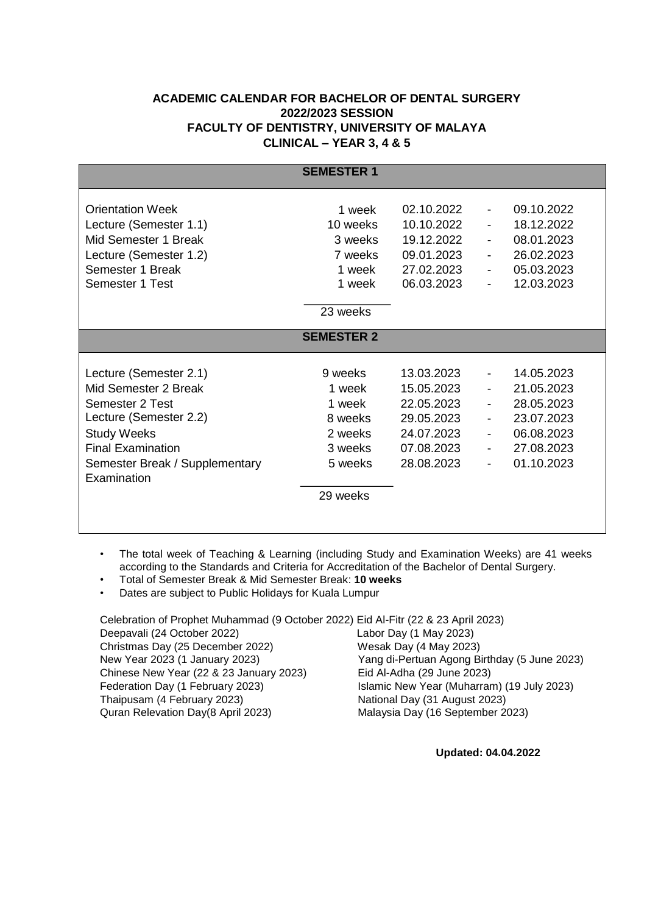**ACADEMIC CALENDAR FOR BACHELOR OF DENTAL SURGERY**
**2022/2023 SESSION**
**FACULTY OF DENTISTRY, UNIVERSITY OF MALAYA**
**CLINICAL – YEAR 3, 4 & 5**

| | | | | |
|---|---|---|---|---|
| **SEMESTER 1** | | | | |
| Orientation Week | 1 week | 02.10.2022 | - | 09.10.2022 |
| Lecture (Semester 1.1) | 10 weeks | 10.10.2022 | - | 18.12.2022 |
| Mid Semester 1 Break | 3 weeks | 19.12.2022 | - | 08.01.2023 |
| Lecture (Semester 1.2) | 7 weeks | 09.01.2023 | - | 26.02.2023 |
| Semester 1 Break | 1 week | 27.02.2023 | - | 05.03.2023 |
| Semester 1 Test | 1 week | 06.03.2023 | - | 12.03.2023 |
| | 23 weeks | | | |
| **SEMESTER 2** | | | | |
| Lecture (Semester 2.1) | 9 weeks | 13.03.2023 | - | 14.05.2023 |
| Mid Semester 2 Break | 1 week | 15.05.2023 | - | 21.05.2023 |
| Semester 2 Test | 1 week | 22.05.2023 | - | 28.05.2023 |
| Lecture (Semester 2.2) | 8 weeks | 29.05.2023 | - | 23.07.2023 |
| Study Weeks | 2 weeks | 24.07.2023 | - | 06.08.2023 |
| Final Examination | 3 weeks | 07.08.2023 | - | 27.08.2023 |
| Semester Break / Supplementary Examination | 5 weeks | 28.08.2023 | - | 01.10.2023 |
| | 29 weeks | | | |

- The total week of Teaching & Learning (including Study and Examination Weeks) are 41 weeks according to the Standards and Criteria for Accreditation of the Bachelor of Dental Surgery.
- Total of Semester Break & Mid Semester Break: **10 weeks**
- Dates are subject to Public Holidays for Kuala Lumpur

Celebration of Prophet Muhammad (9 October 2022)
Deepavali (24 October 2022)
Christmas Day (25 December 2022)
New Year 2023 (1 January 2023)
Chinese New Year (22 & 23 January 2023)
Federation Day (1 February 2023)
Thaipusam (4 February 2023)
Quran Relevation Day(8 April 2023)
Eid Al-Fitr (22 & 23 April 2023)
Labor Day (1 May 2023)
Wesak Day (4 May 2023)
Yang di-Pertuan Agong Birthday (5 June 2023)
Eid Al-Adha (29 June 2023)
Islamic New Year (Muharram) (19 July 2023)
National Day (31 August 2023)
Malaysia Day (16 September 2023)

**Updated: 04.04.2022**